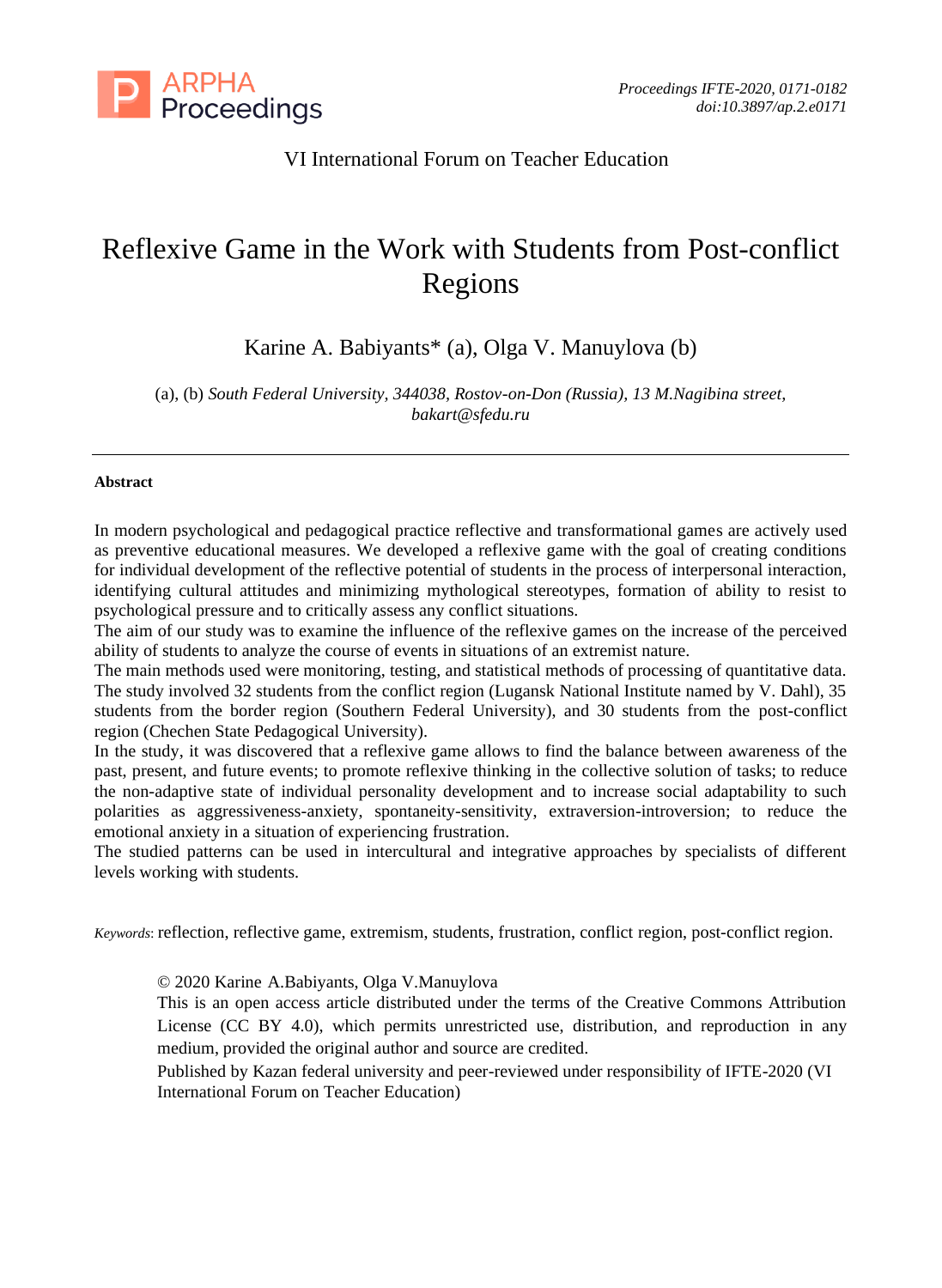VI International Forum on Teacher Education

# Reflexive Game in the Work with Students from Post-conflict Regions

Karine A. Babiyants* (a), Olga V. Manuylova (b)

(a), (b) *South Federal University, 344038, Rostov-on-Don (Russia), 13 M.Nagibina street, bakart@sfedu.ru*

---

**Abstract**

In modern psychological and pedagogical practice reflective and transformational games are actively used as preventive educational measures. We developed a reflexive game with the goal of creating conditions for individual development of the reflective potential of students in the process of interpersonal interaction, identifying cultural attitudes and minimizing mythological stereotypes, formation of ability to resist to psychological pressure and to critically assess any conflict situations.

The aim of our study was to examine the influence of the reflexive games on the increase of the perceived ability of students to analyze the course of events in situations of an extremist nature.

The main methods used were monitoring, testing, and statistical methods of processing of quantitative data. The study involved 32 students from the conflict region (Lugansk National Institute named by V. Dahl), 35 students from the border region (Southern Federal University), and 30 students from the post-conflict region (Chechen State Pedagogical University).

In the study, it was discovered that a reflexive game allows to find the balance between awareness of the past, present, and future events; to promote reflexive thinking in the collective solution of tasks; to reduce the non-adaptive state of individual personality development and to increase social adaptability to such polarities as aggressiveness-anxiety, spontaneity-sensitivity, extraversion-introversion; to reduce the emotional anxiety in a situation of experiencing frustration.

The studied patterns can be used in intercultural and integrative approaches by specialists of different levels working with students.

*Keywords*: reflection, reflective game, extremism, students, frustration, conflict region, post-conflict region.

© 2020 Karine A.Babiyants, Olga V.Manuylova

This is an open access article distributed under the terms of the Creative Commons Attribution License (CC BY 4.0), which permits unrestricted use, distribution, and reproduction in any medium, provided the original author and source are credited.

Published by Kazan federal university and peer-reviewed under responsibility of IFTE-2020 (VI International Forum on Teacher Education)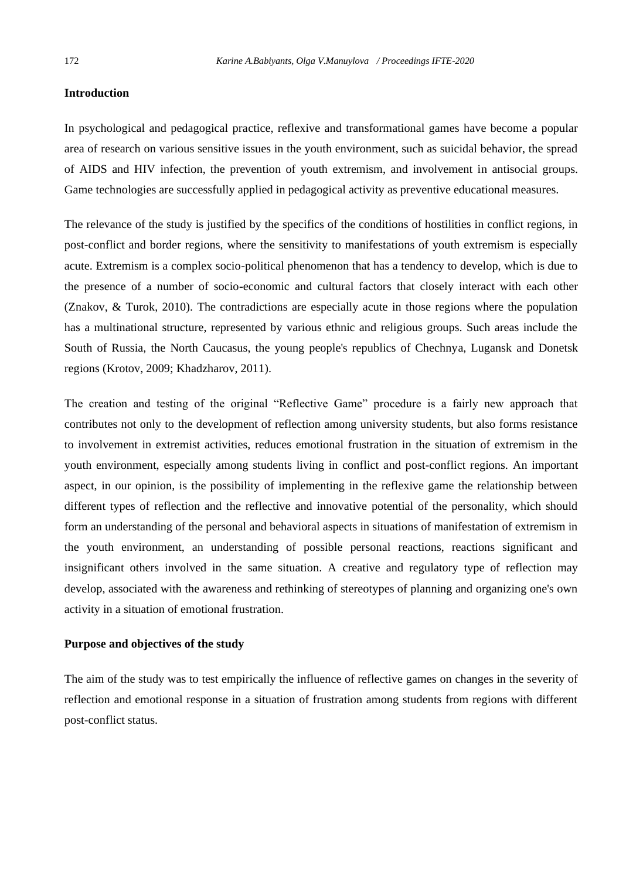**Introduction**

In psychological and pedagogical practice, reflexive and transformational games have become a popular area of research on various sensitive issues in the youth environment, such as suicidal behavior, the spread of AIDS and HIV infection, the prevention of youth extremism, and involvement in antisocial groups. Game technologies are successfully applied in pedagogical activity as preventive educational measures.

The relevance of the study is justified by the specifics of the conditions of hostilities in conflict regions, in post-conflict and border regions, where the sensitivity to manifestations of youth extremism is especially acute. Extremism is a complex socio-political phenomenon that has a tendency to develop, which is due to the presence of a number of socio-economic and cultural factors that closely interact with each other (Znakov, & Turok, 2010). The contradictions are especially acute in those regions where the population has a multinational structure, represented by various ethnic and religious groups. Such areas include the South of Russia, the North Caucasus, the young people's republics of Chechnya, Lugansk and Donetsk regions (Krotov, 2009; Khadzharov, 2011).

The creation and testing of the original "Reflective Game" procedure is a fairly new approach that contributes not only to the development of reflection among university students, but also forms resistance to involvement in extremist activities, reduces emotional frustration in the situation of extremism in the youth environment, especially among students living in conflict and post-conflict regions. An important aspect, in our opinion, is the possibility of implementing in the reflexive game the relationship between different types of reflection and the reflective and innovative potential of the personality, which should form an understanding of the personal and behavioral aspects in situations of manifestation of extremism in the youth environment, an understanding of possible personal reactions, reactions significant and insignificant others involved in the same situation. A creative and regulatory type of reflection may develop, associated with the awareness and rethinking of stereotypes of planning and organizing one's own activity in a situation of emotional frustration.

**Purpose and objectives of the study**

The aim of the study was to test empirically the influence of reflective games on changes in the severity of reflection and emotional response in a situation of frustration among students from regions with different post-conflict status.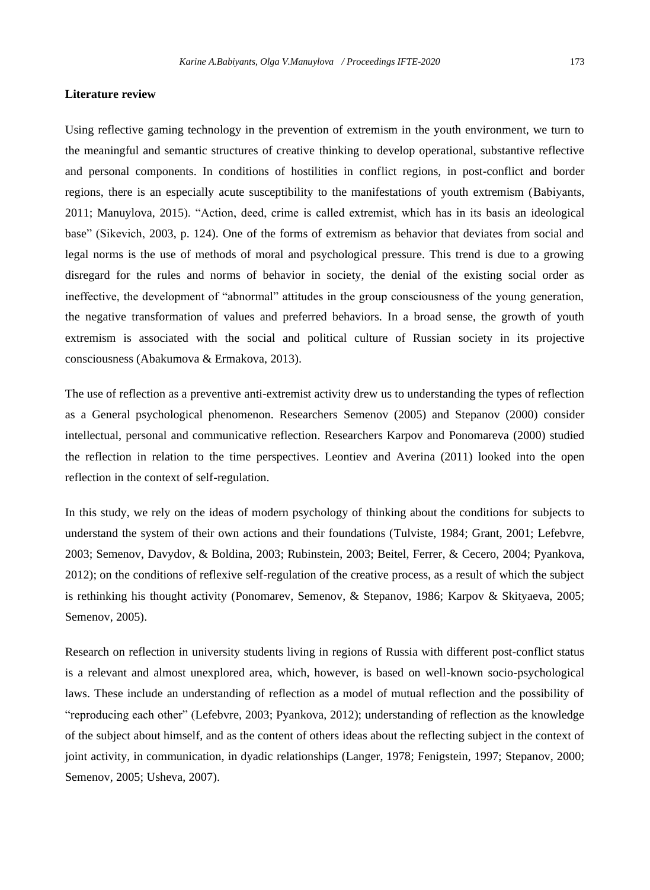**Literature review**

Using reflective gaming technology in the prevention of extremism in the youth environment, we turn to the meaningful and semantic structures of creative thinking to develop operational, substantive reflective and personal components. In conditions of hostilities in conflict regions, in post-conflict and border regions, there is an especially acute susceptibility to the manifestations of youth extremism (Babiyants, 2011; Manuylova, 2015). "Action, deed, crime is called extremist, which has in its basis an ideological base" (Sikevich, 2003, p. 124). One of the forms of extremism as behavior that deviates from social and legal norms is the use of methods of moral and psychological pressure. This trend is due to a growing disregard for the rules and norms of behavior in society, the denial of the existing social order as ineffective, the development of "abnormal" attitudes in the group consciousness of the young generation, the negative transformation of values and preferred behaviors. In a broad sense, the growth of youth extremism is associated with the social and political culture of Russian society in its projective consciousness (Abakumova & Ermakova, 2013).

The use of reflection as a preventive anti-extremist activity drew us to understanding the types of reflection as a General psychological phenomenon. Researchers Semenov (2005) and Stepanov (2000) consider intellectual, personal and communicative reflection. Researchers Karpov and Ponomareva (2000) studied the reflection in relation to the time perspectives. Leontiev and Averina (2011) looked into the open reflection in the context of self-regulation.

In this study, we rely on the ideas of modern psychology of thinking about the conditions for subjects to understand the system of their own actions and their foundations (Tulviste, 1984; Grant, 2001; Lefebvre, 2003; Semenov, Davydov, & Boldina, 2003; Rubinstein, 2003; Beitel, Ferrer, & Cecero, 2004; Pyankova, 2012); on the conditions of reflexive self-regulation of the creative process, as a result of which the subject is rethinking his thought activity (Ponomarev, Semenov, & Stepanov, 1986; Karpov & Skityaeva, 2005; Semenov, 2005).

Research on reflection in university students living in regions of Russia with different post-conflict status is a relevant and almost unexplored area, which, however, is based on well-known socio-psychological laws. These include an understanding of reflection as a model of mutual reflection and the possibility of "reproducing each other" (Lefebvre, 2003; Pyankova, 2012); understanding of reflection as the knowledge of the subject about himself, and as the content of others ideas about the reflecting subject in the context of joint activity, in communication, in dyadic relationships (Langer, 1978; Fenigstein, 1997; Stepanov, 2000; Semenov, 2005; Usheva, 2007).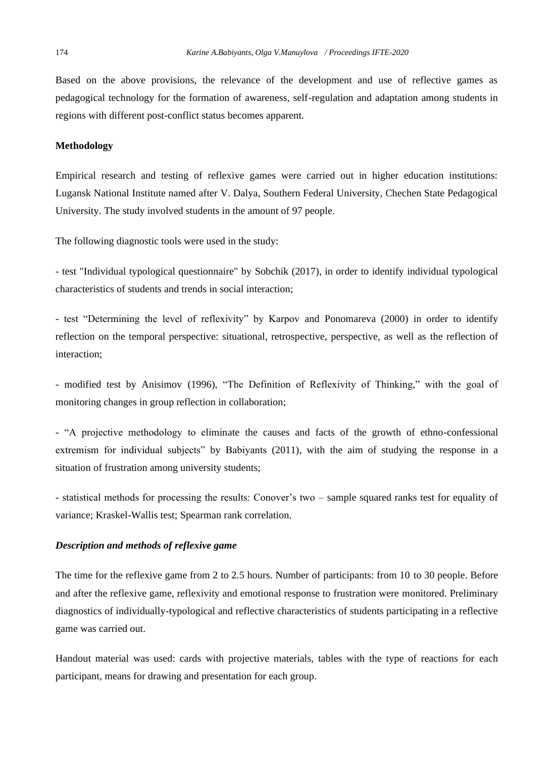Based on the above provisions, the relevance of the development and use of reflective games as pedagogical technology for the formation of awareness, self-regulation and adaptation among students in regions with different post-conflict status becomes apparent.

**Methodology**

Empirical research and testing of reflexive games were carried out in higher education institutions: Lugansk National Institute named after V. Dalya, Southern Federal University, Chechen State Pedagogical University. The study involved students in the amount of 97 people.

The following diagnostic tools were used in the study:

- test "Individual typological questionnaire" by Sobchik (2017), in order to identify individual typological characteristics of students and trends in social interaction;

- test "Determining the level of reflexivity" by Karpov and Ponomareva (2000) in order to identify reflection on the temporal perspective: situational, retrospective, perspective, as well as the reflection of interaction;

- modified test by Anisimov (1996), "The Definition of Reflexivity of Thinking," with the goal of monitoring changes in group reflection in collaboration;

- "A projective methodology to eliminate the causes and facts of the growth of ethno-confessional extremism for individual subjects" by Babiyants (2011), with the aim of studying the response in a situation of frustration among university students;

- statistical methods for processing the results: Conover's two – sample squared ranks test for equality of variance; Kraskel-Wallis test; Spearman rank correlation.

***Description and methods of reflexive game***

The time for the reflexive game from 2 to 2.5 hours. Number of participants: from 10 to 30 people. Before and after the reflexive game, reflexivity and emotional response to frustration were monitored. Preliminary diagnostics of individually-typological and reflective characteristics of students participating in a reflective game was carried out.

Handout material was used: cards with projective materials, tables with the type of reactions for each participant, means for drawing and presentation for each group.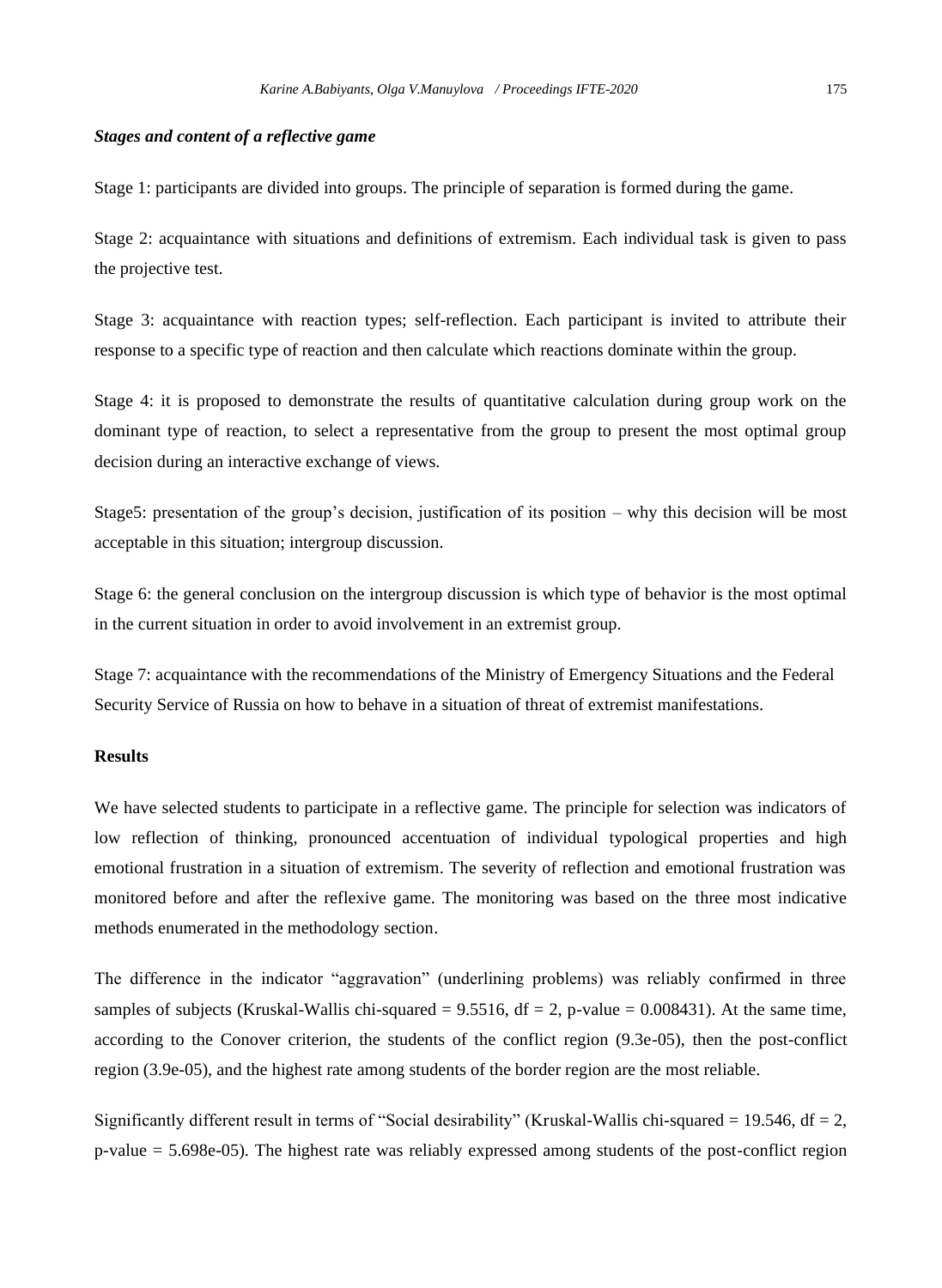***Stages and content of a reflective game***

Stage 1: participants are divided into groups. The principle of separation is formed during the game.

Stage 2: acquaintance with situations and definitions of extremism. Each individual task is given to pass the projective test.

Stage 3: acquaintance with reaction types; self-reflection. Each participant is invited to attribute their response to a specific type of reaction and then calculate which reactions dominate within the group.

Stage 4: it is proposed to demonstrate the results of quantitative calculation during group work on the dominant type of reaction, to select a representative from the group to present the most optimal group decision during an interactive exchange of views.

Stage5: presentation of the group's decision, justification of its position – why this decision will be most acceptable in this situation; intergroup discussion.

Stage 6: the general conclusion on the intergroup discussion is which type of behavior is the most optimal in the current situation in order to avoid involvement in an extremist group.

Stage 7: acquaintance with the recommendations of the Ministry of Emergency Situations and the Federal Security Service of Russia on how to behave in a situation of threat of extremist manifestations.

**Results**

We have selected students to participate in a reflective game. The principle for selection was indicators of low reflection of thinking, pronounced accentuation of individual typological properties and high emotional frustration in a situation of extremism. The severity of reflection and emotional frustration was monitored before and after the reflexive game. The monitoring was based on the three most indicative methods enumerated in the methodology section.

The difference in the indicator "aggravation" (underlining problems) was reliably confirmed in three samples of subjects (Kruskal-Wallis chi-squared = 9.5516, df = 2, p-value = 0.008431). At the same time, according to the Conover criterion, the students of the conflict region (9.3e-05), then the post-conflict region (3.9e-05), and the highest rate among students of the border region are the most reliable.

Significantly different result in terms of "Social desirability" (Kruskal-Wallis chi-squared = 19.546, df = 2, p-value = 5.698e-05). The highest rate was reliably expressed among students of the post-conflict region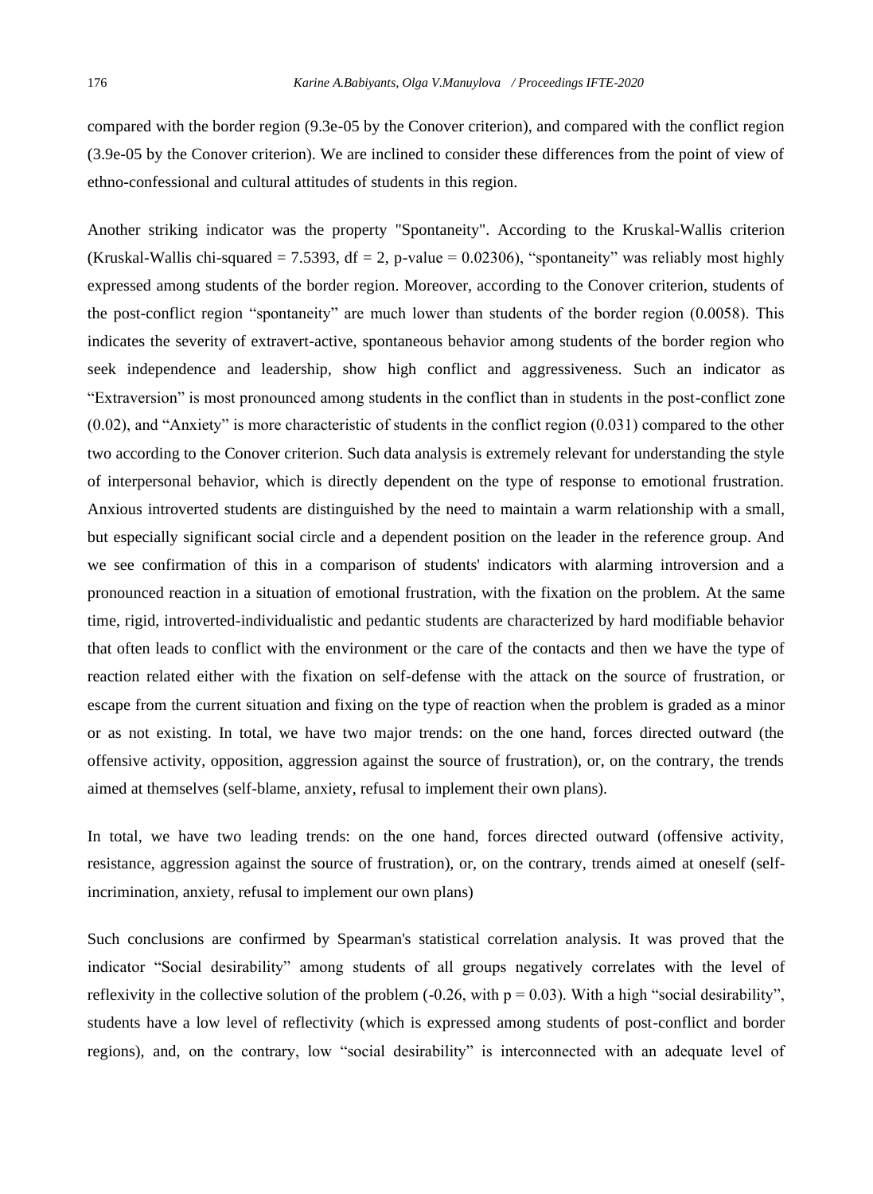compared with the border region (9.3e-05 by the Conover criterion), and compared with the conflict region (3.9e-05 by the Conover criterion). We are inclined to consider these differences from the point of view of ethno-confessional and cultural attitudes of students in this region.

Another striking indicator was the property "Spontaneity". According to the Kruskal-Wallis criterion (Kruskal-Wallis chi-squared = 7.5393, df = 2, p-value = 0.02306), "spontaneity" was reliably most highly expressed among students of the border region. Moreover, according to the Conover criterion, students of the post-conflict region "spontaneity" are much lower than students of the border region (0.0058). This indicates the severity of extravert-active, spontaneous behavior among students of the border region who seek independence and leadership, show high conflict and aggressiveness. Such an indicator as "Extraversion" is most pronounced among students in the conflict than in students in the post-conflict zone (0.02), and "Anxiety" is more characteristic of students in the conflict region (0.031) compared to the other two according to the Conover criterion. Such data analysis is extremely relevant for understanding the style of interpersonal behavior, which is directly dependent on the type of response to emotional frustration. Anxious introverted students are distinguished by the need to maintain a warm relationship with a small, but especially significant social circle and a dependent position on the leader in the reference group. And we see confirmation of this in a comparison of students' indicators with alarming introversion and a pronounced reaction in a situation of emotional frustration, with the fixation on the problem. At the same time, rigid, introverted-individualistic and pedantic students are characterized by hard modifiable behavior that often leads to conflict with the environment or the care of the contacts and then we have the type of reaction related either with the fixation on self-defense with the attack on the source of frustration, or escape from the current situation and fixing on the type of reaction when the problem is graded as a minor or as not existing. In total, we have two major trends: on the one hand, forces directed outward (the offensive activity, opposition, aggression against the source of frustration), or, on the contrary, the trends aimed at themselves (self-blame, anxiety, refusal to implement their own plans).

In total, we have two leading trends: on the one hand, forces directed outward (offensive activity, resistance, aggression against the source of frustration), or, on the contrary, trends aimed at oneself (self-incrimination, anxiety, refusal to implement our own plans)

Such conclusions are confirmed by Spearman's statistical correlation analysis. It was proved that the indicator "Social desirability" among students of all groups negatively correlates with the level of reflexivity in the collective solution of the problem (-0.26, with $p = 0.03$). With a high "social desirability", students have a low level of reflectivity (which is expressed among students of post-conflict and border regions), and, on the contrary, low "social desirability" is interconnected with an adequate level of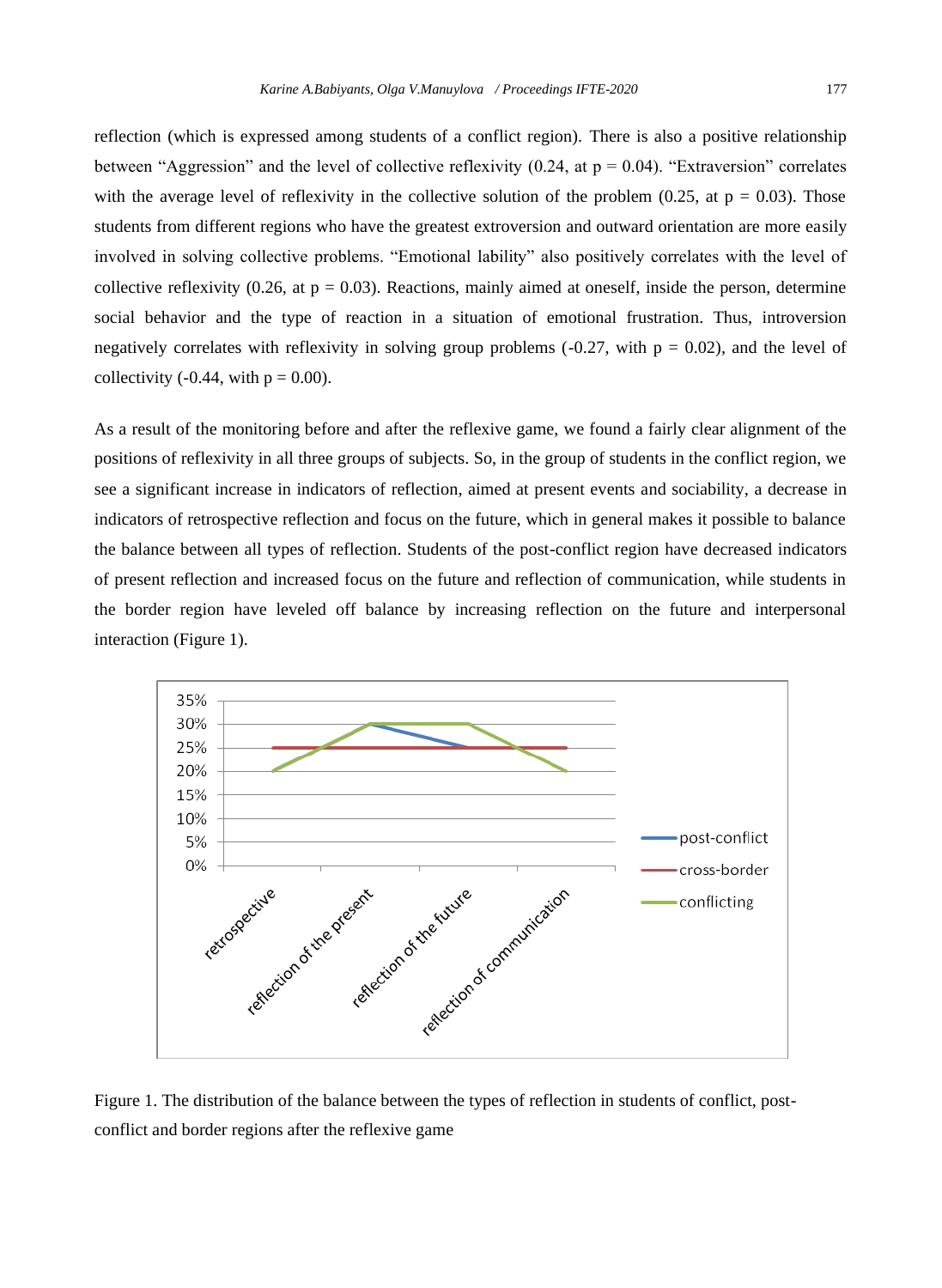reflection (which is expressed among students of a conflict region). There is also a positive relationship between "Aggression" and the level of collective reflexivity (0.24, at $p = 0.04$). "Extraversion" correlates with the average level of reflexivity in the collective solution of the problem (0.25, at $p = 0.03$). Those students from different regions who have the greatest extroversion and outward orientation are more easily involved in solving collective problems. "Emotional lability" also positively correlates with the level of collective reflexivity (0.26, at $p = 0.03$). Reactions, mainly aimed at oneself, inside the person, determine social behavior and the type of reaction in a situation of emotional frustration. Thus, introversion negatively correlates with reflexivity in solving group problems (-0.27, with $p = 0.02$), and the level of collectivity (-0.44, with $p = 0.00$).

As a result of the monitoring before and after the reflexive game, we found a fairly clear alignment of the positions of reflexivity in all three groups of subjects. So, in the group of students in the conflict region, we see a significant increase in indicators of reflection, aimed at present events and sociability, a decrease in indicators of retrospective reflection and focus on the future, which in general makes it possible to balance the balance between all types of reflection. Students of the post-conflict region have decreased indicators of present reflection and increased focus on the future and reflection of communication, while students in the border region have leveled off balance by increasing reflection on the future and interpersonal interaction (Figure 1).

Figure 1. The distribution of the balance between the types of reflection in students of conflict, post-conflict and border regions after the reflexive game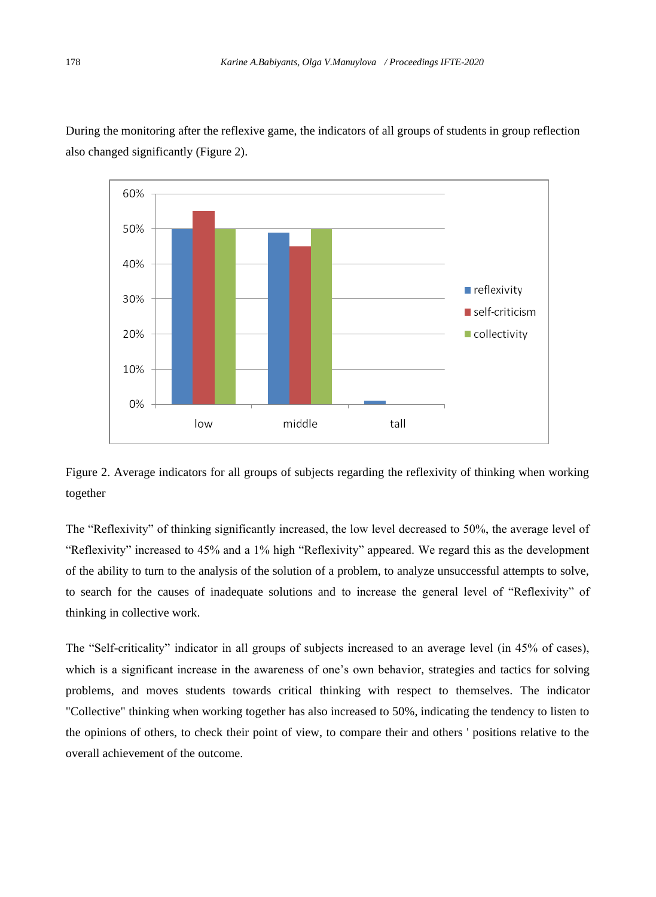During the monitoring after the reflexive game, the indicators of all groups of students in group reflection also changed significantly (Figure 2).

Figure 2. Average indicators for all groups of subjects regarding the reflexivity of thinking when working together

The “Reflexivity” of thinking significantly increased, the low level decreased to 50%, the average level of “Reflexivity” increased to 45% and a 1% high “Reflexivity” appeared. We regard this as the development of the ability to turn to the analysis of the solution of a problem, to analyze unsuccessful attempts to solve, to search for the causes of inadequate solutions and to increase the general level of “Reflexivity” of thinking in collective work.

The “Self-criticality” indicator in all groups of subjects increased to an average level (in 45% of cases), which is a significant increase in the awareness of one’s own behavior, strategies and tactics for solving problems, and moves students towards critical thinking with respect to themselves. The indicator "Collective" thinking when working together has also increased to 50%, indicating the tendency to listen to the opinions of others, to check their point of view, to compare their and others ' positions relative to the overall achievement of the outcome.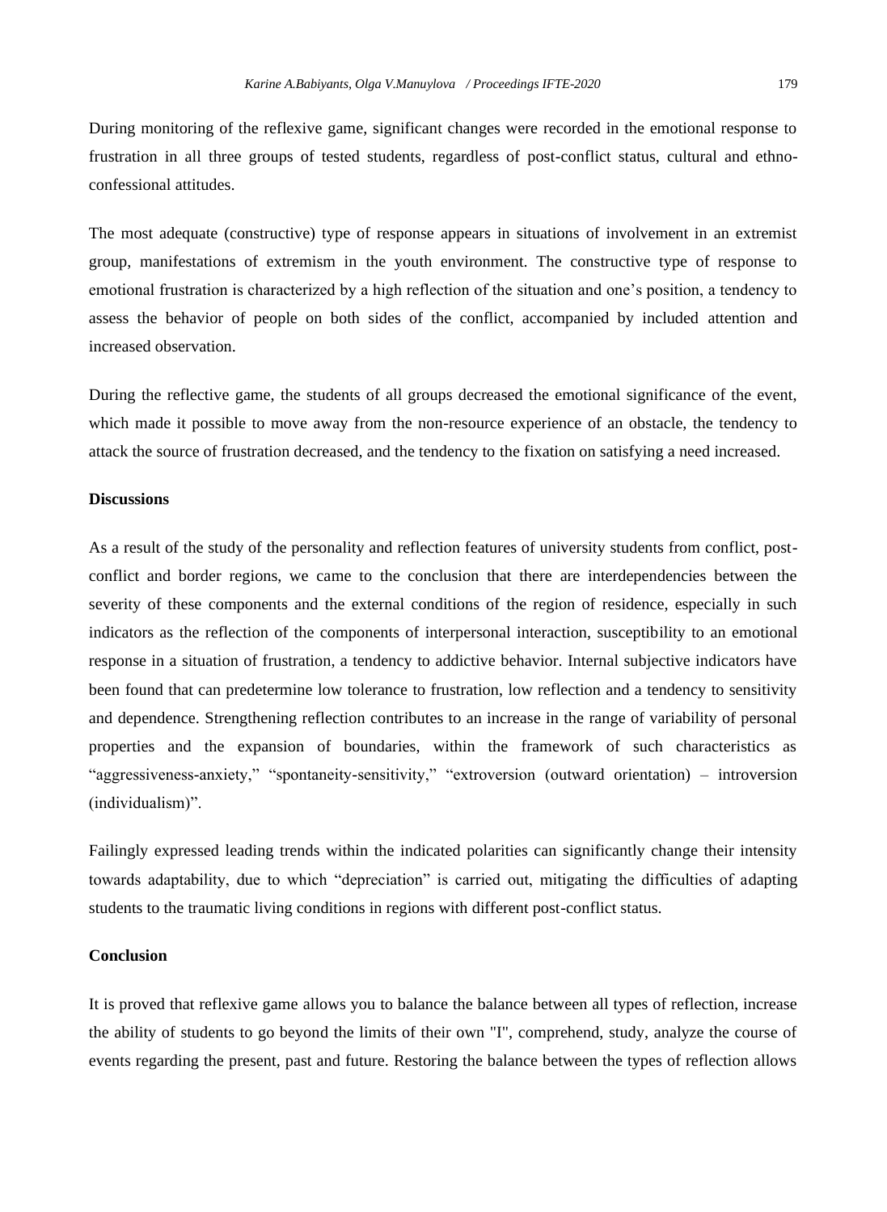During monitoring of the reflexive game, significant changes were recorded in the emotional response to frustration in all three groups of tested students, regardless of post-conflict status, cultural and ethno-confessional attitudes.

The most adequate (constructive) type of response appears in situations of involvement in an extremist group, manifestations of extremism in the youth environment. The constructive type of response to emotional frustration is characterized by a high reflection of the situation and one's position, a tendency to assess the behavior of people on both sides of the conflict, accompanied by included attention and increased observation.

During the reflective game, the students of all groups decreased the emotional significance of the event, which made it possible to move away from the non-resource experience of an obstacle, the tendency to attack the source of frustration decreased, and the tendency to the fixation on satisfying a need increased.

**Discussions**

As a result of the study of the personality and reflection features of university students from conflict, post-conflict and border regions, we came to the conclusion that there are interdependencies between the severity of these components and the external conditions of the region of residence, especially in such indicators as the reflection of the components of interpersonal interaction, susceptibility to an emotional response in a situation of frustration, a tendency to addictive behavior. Internal subjective indicators have been found that can predetermine low tolerance to frustration, low reflection and a tendency to sensitivity and dependence. Strengthening reflection contributes to an increase in the range of variability of personal properties and the expansion of boundaries, within the framework of such characteristics as "aggressiveness-anxiety," "spontaneity-sensitivity," "extroversion (outward orientation) – introversion (individualism)".

Failingly expressed leading trends within the indicated polarities can significantly change their intensity towards adaptability, due to which "depreciation" is carried out, mitigating the difficulties of adapting students to the traumatic living conditions in regions with different post-conflict status.

**Conclusion**

It is proved that reflexive game allows you to balance the balance between all types of reflection, increase the ability of students to go beyond the limits of their own "I", comprehend, study, analyze the course of events regarding the present, past and future. Restoring the balance between the types of reflection allows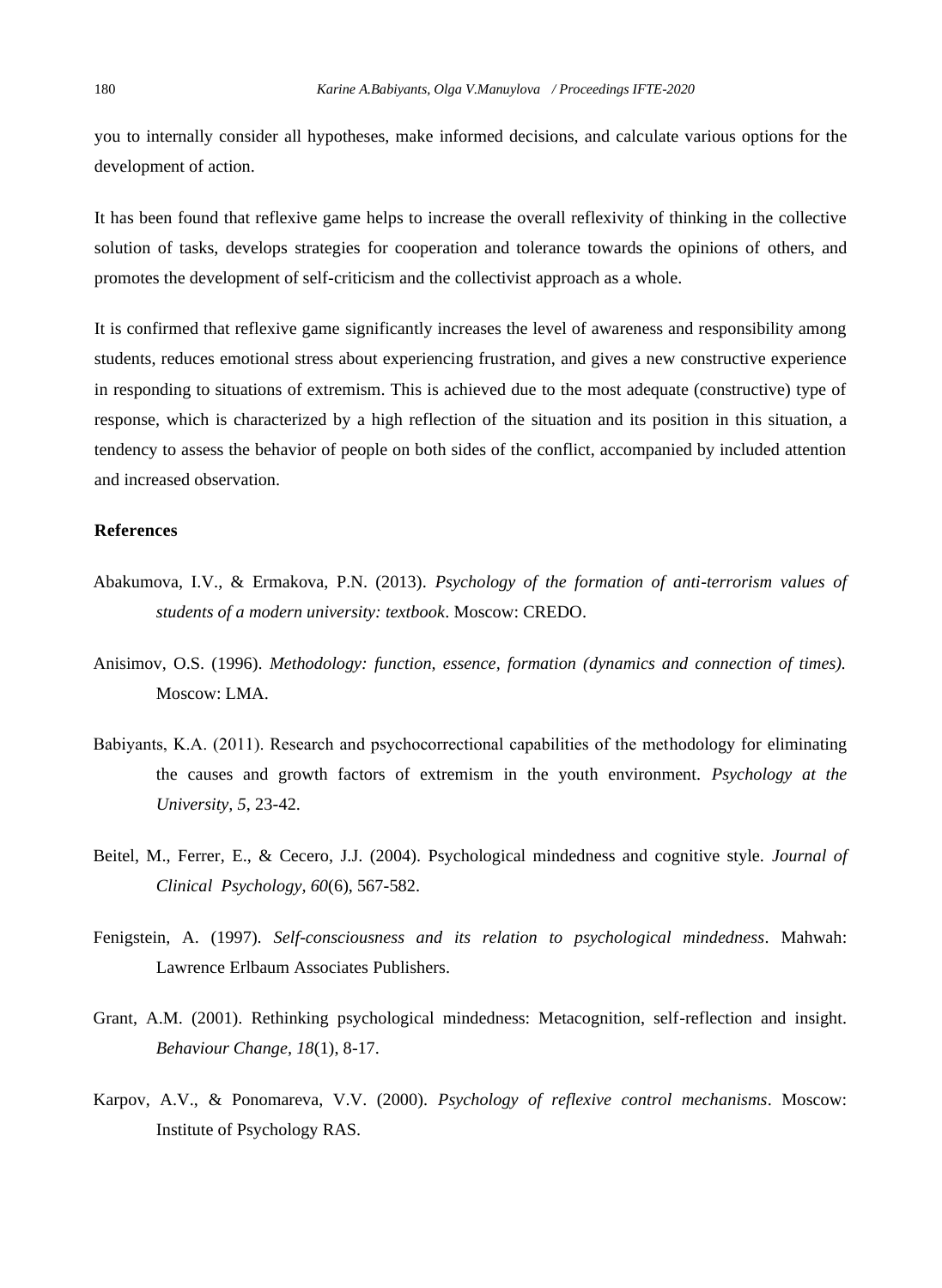you to internally consider all hypotheses, make informed decisions, and calculate various options for the development of action.

It has been found that reflexive game helps to increase the overall reflexivity of thinking in the collective solution of tasks, develops strategies for cooperation and tolerance towards the opinions of others, and promotes the development of self-criticism and the collectivist approach as a whole.

It is confirmed that reflexive game significantly increases the level of awareness and responsibility among students, reduces emotional stress about experiencing frustration, and gives a new constructive experience in responding to situations of extremism. This is achieved due to the most adequate (constructive) type of response, which is characterized by a high reflection of the situation and its position in this situation, a tendency to assess the behavior of people on both sides of the conflict, accompanied by included attention and increased observation.

## References

Abakumova, I.V., & Ermakova, P.N. (2013). *Psychology of the formation of anti-terrorism values of students of a modern university: textbook*. Moscow: CREDO.

Anisimov, O.S. (1996). *Methodology: function, essence, formation (dynamics and connection of times).* Moscow: LMA.

Babiyants, K.A. (2011). Research and psychocorrectional capabilities of the methodology for eliminating the causes and growth factors of extremism in the youth environment. *Psychology at the University, 5*, 23-42.

Beitel, M., Ferrer, E., & Cecero, J.J. (2004). Psychological mindedness and cognitive style. *Journal of Clinical Psychology, 60*(6), 567-582.

Fenigstein, A. (1997). *Self-consciousness and its relation to psychological mindedness*. Mahwah: Lawrence Erlbaum Associates Publishers.

Grant, A.M. (2001). Rethinking psychological mindedness: Metacognition, self-reflection and insight. *Behaviour Change, 18*(1), 8-17.

Karpov, A.V., & Ponomareva, V.V. (2000). *Psychology of reflexive control mechanisms*. Moscow: Institute of Psychology RAS.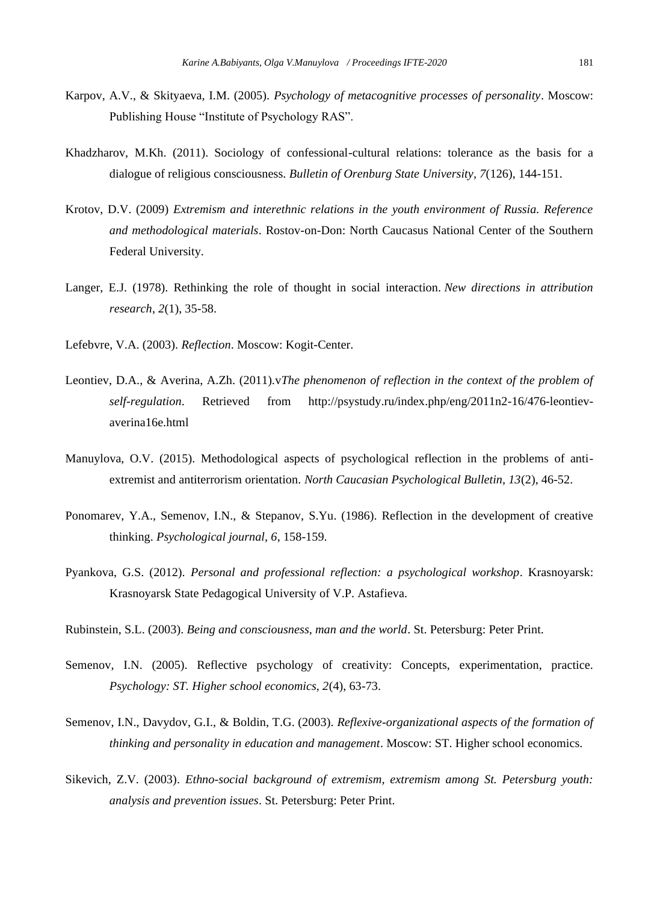Karpov, A.V., & Skityaeva, I.M. (2005). *Psychology of metacognitive processes of personality*. Moscow: Publishing House "Institute of Psychology RAS".

Khadzharov, M.Kh. (2011). Sociology of confessional-cultural relations: tolerance as the basis for a dialogue of religious consciousness. *Bulletin of Orenburg State University*, *7*(126), 144-151.

Krotov, D.V. (2009) *Extremism and interethnic relations in the youth environment of Russia. Reference and methodological materials*. Rostov-on-Don: North Caucasus National Center of the Southern Federal University.

Langer, E.J. (1978). Rethinking the role of thought in social interaction. *New directions in attribution research*, *2*(1), 35-58.

Lefebvre, V.A. (2003). *Reflection*. Moscow: Kogit-Center.

Leontiev, D.A., & Averina, A.Zh. (2011).v*The phenomenon of reflection in the context of the problem of self-regulation*. Retrieved from http://psystudy.ru/index.php/eng/2011n2-16/476-leontiev-averina16e.html

Manuylova, O.V. (2015). Methodological aspects of psychological reflection in the problems of anti-extremist and antiterrorism orientation. *North Caucasian Psychological Bulletin*, *13*(2), 46-52.

Ponomarev, Y.A., Semenov, I.N., & Stepanov, S.Yu. (1986). Reflection in the development of creative thinking. *Psychological journal, 6*, 158-159.

Pyankova, G.S. (2012). *Personal and professional reflection: a psychological workshop*. Krasnoyarsk: Krasnoyarsk State Pedagogical University of V.P. Astafieva.

Rubinstein, S.L. (2003). *Being and consciousness, man and the world*. St. Petersburg: Peter Print.

Semenov, I.N. (2005). Reflective psychology of creativity: Concepts, experimentation, practice. *Psychology: ST. Higher school economics*, *2*(4), 63-73.

Semenov, I.N., Davydov, G.I., & Boldin, T.G. (2003). *Reflexive-organizational aspects of the formation of thinking and personality in education and management*. Moscow: ST. Higher school economics.

Sikevich, Z.V. (2003). *Ethno-social background of extremism, extremism among St. Petersburg youth: analysis and prevention issues*. St. Petersburg: Peter Print.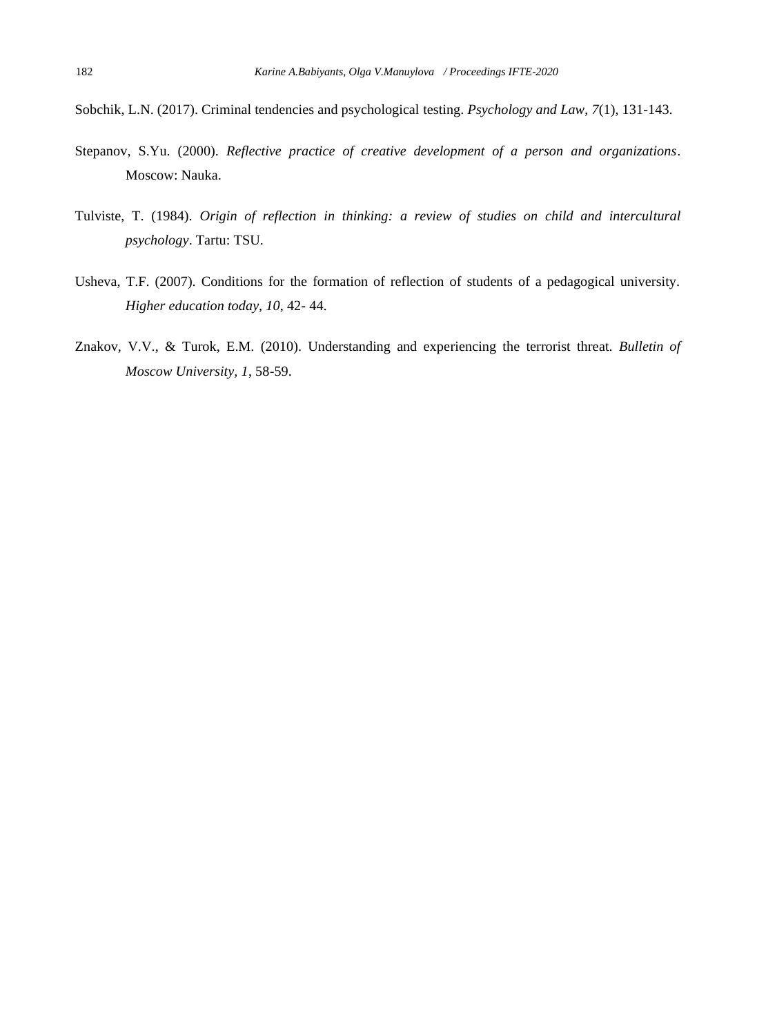Sobchik, L.N. (2017). Criminal tendencies and psychological testing. *Psychology and Law*, *7*(1), 131-143.

Stepanov, S.Yu. (2000). *Reflective practice of creative development of a person and organizations*. Moscow: Nauka.

Tulviste, T. (1984). *Origin of reflection in thinking: a review of studies on child and intercultural psychology*. Tartu: TSU.

Usheva, T.F. (2007). Conditions for the formation of reflection of students of a pedagogical university. *Higher education today, 10*, 42- 44.

Znakov, V.V., & Turok, E.M. (2010). Understanding and experiencing the terrorist threat. *Bulletin of Moscow University, 1*, 58-59.